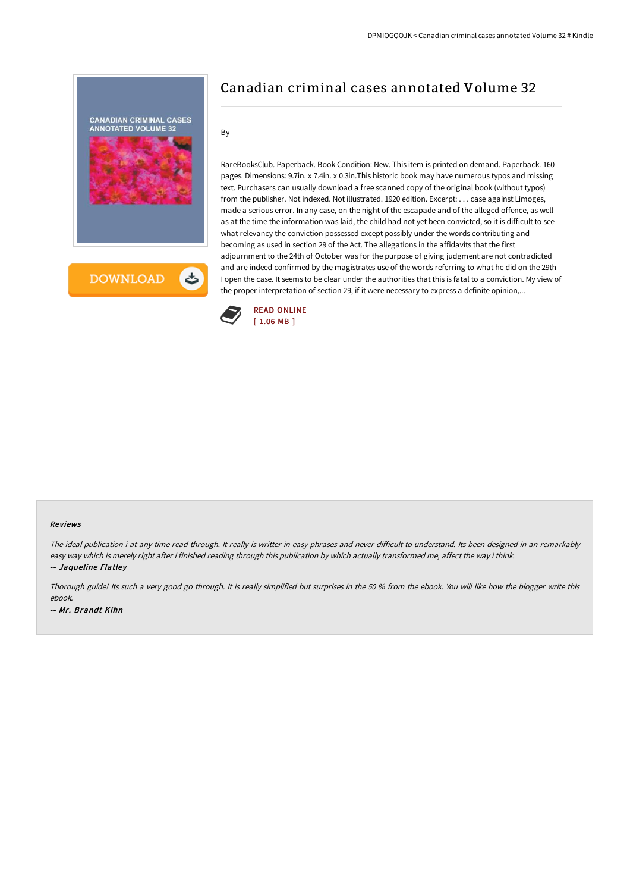# Canadian criminal cases annotated Volume 32

By -

RareBooksClub. Paperback. Book Condition: New. This item is printed on demand. Paperback. 160 pages. Dimensions: 9.7in. x 7.4in. x 0.3in.This historic book may have numerous typos and missing text. Purchasers can usually download a free scanned copy of the original book (without typos) from the publisher. Not indexed. Not illustrated. 1920 edition. Excerpt: . . . case against Limoges, made a serious error. In any case, on the night of the escapade and of the alleged offence, as well as at the time the information was laid, the child had not yet been convicted, so it is difficult to see what relevancy the conviction possessed except possibly under the words contributing and becoming as used in section 29 of the Act. The allegations in the affidavits that the first adjournment to the 24th of October was for the purpose of giving judgment are not contradicted and are indeed confirmed by the magistrates use of the words referring to what he did on the 29th--I open the case. It seems to be clear under the authorities that this is fatal to a conviction. My view of the proper interpretation of section 29, if it were necessary to express a definite opinion,...

READ ONLINE
[ 1.06 MB ]

### Reviews

*The ideal publication i at any time read through. It really is writter in easy phrases and never difficult to understand. Its been designed in an remarkably easy way which is merely right after i finished reading through this publication by which actually transformed me, affect the way i think.*
-- ***Jaqueline Flatley***

*Thorough guide! Its such a very good go through. It is really simplified but surprises in the 50 % from the ebook. You will like how the blogger write this ebook.*
-- ***Mr. Brandt Kihn***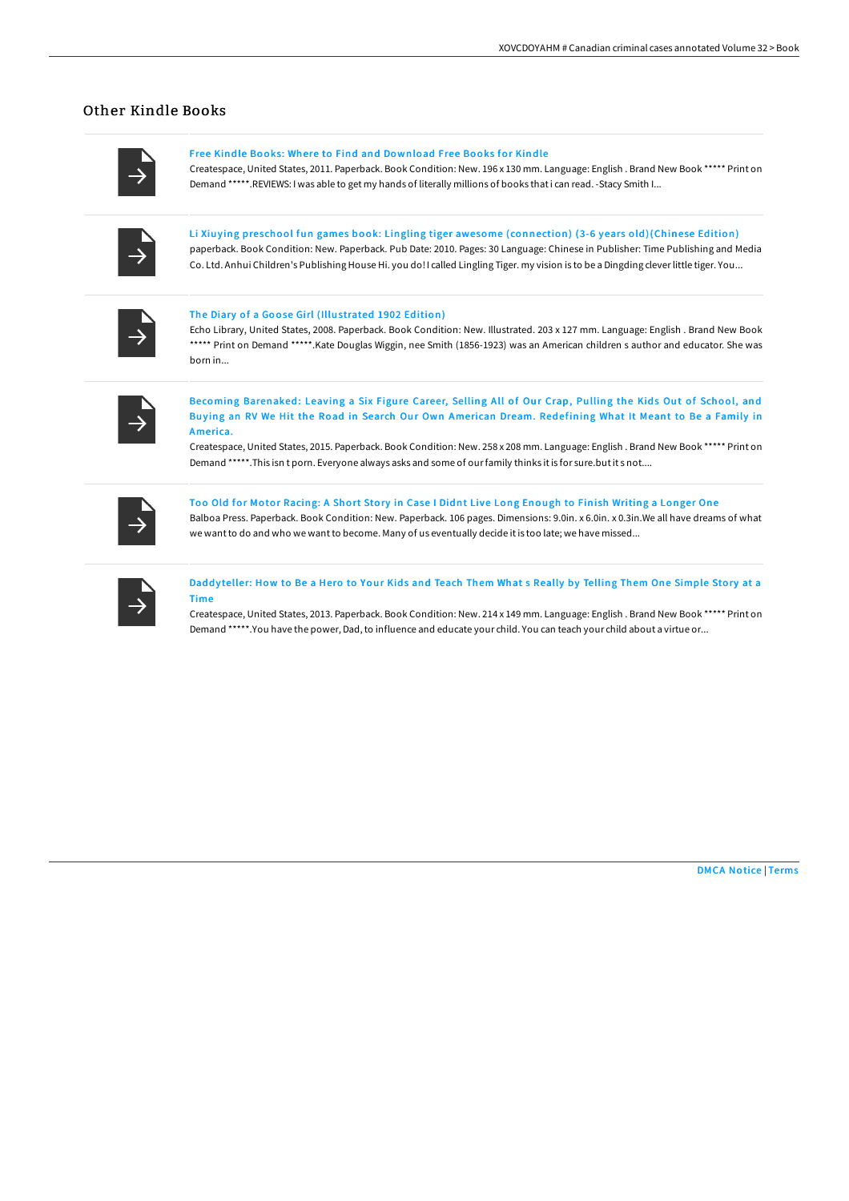## Other Kindle Books

### Free Kindle Books: Where to Find and Download Free Books for Kindle

Createspace, United States, 2011. Paperback. Book Condition: New. 196 x 130 mm. Language: English . Brand New Book ***** Print on Demand *****.REVIEWS: I was able to get my hands of literally millions of books that i can read. -Stacy Smith I...

### Li Xiuying preschool fun games book: Lingling tiger awesome (connection) (3-6 years old)(Chinese Edition)

paperback. Book Condition: New. Paperback. Pub Date: 2010. Pages: 30 Language: Chinese in Publisher: Time Publishing and Media Co. Ltd. Anhui Children's Publishing House Hi. you do! I called Lingling Tiger. my vision is to be a Dingding clever little tiger. You...

### The Diary of a Goose Girl (Illustrated 1902 Edition)

Echo Library, United States, 2008. Paperback. Book Condition: New. Illustrated. 203 x 127 mm. Language: English . Brand New Book ***** Print on Demand *****.Kate Douglas Wiggin, nee Smith (1856-1923) was an American children s author and educator. She was born in...

### Becoming Barenaked: Leaving a Six Figure Career, Selling All of Our Crap, Pulling the Kids Out of School, and Buying an RV We Hit the Road in Search Our Own American Dream. Redefining What It Meant to Be a Family in America.

Createspace, United States, 2015. Paperback. Book Condition: New. 258 x 208 mm. Language: English . Brand New Book ***** Print on Demand *****.This isn t porn. Everyone always asks and some of our family thinks it is for sure.but it s not....

### Too Old for Motor Racing: A Short Story in Case I Didnt Live Long Enough to Finish Writing a Longer One

Balboa Press. Paperback. Book Condition: New. Paperback. 106 pages. Dimensions: 9.0in. x 6.0in. x 0.3in.We all have dreams of what we want to do and who we want to become. Many of us eventually decide it is too late; we have missed...

### Daddyteller: How to Be a Hero to Your Kids and Teach Them What s Really by Telling Them One Simple Story at a Time

Createspace, United States, 2013. Paperback. Book Condition: New. 214 x 149 mm. Language: English . Brand New Book ***** Print on Demand *****.You have the power, Dad, to influence and educate your child. You can teach your child about a virtue or...

DMCA Notice | Terms